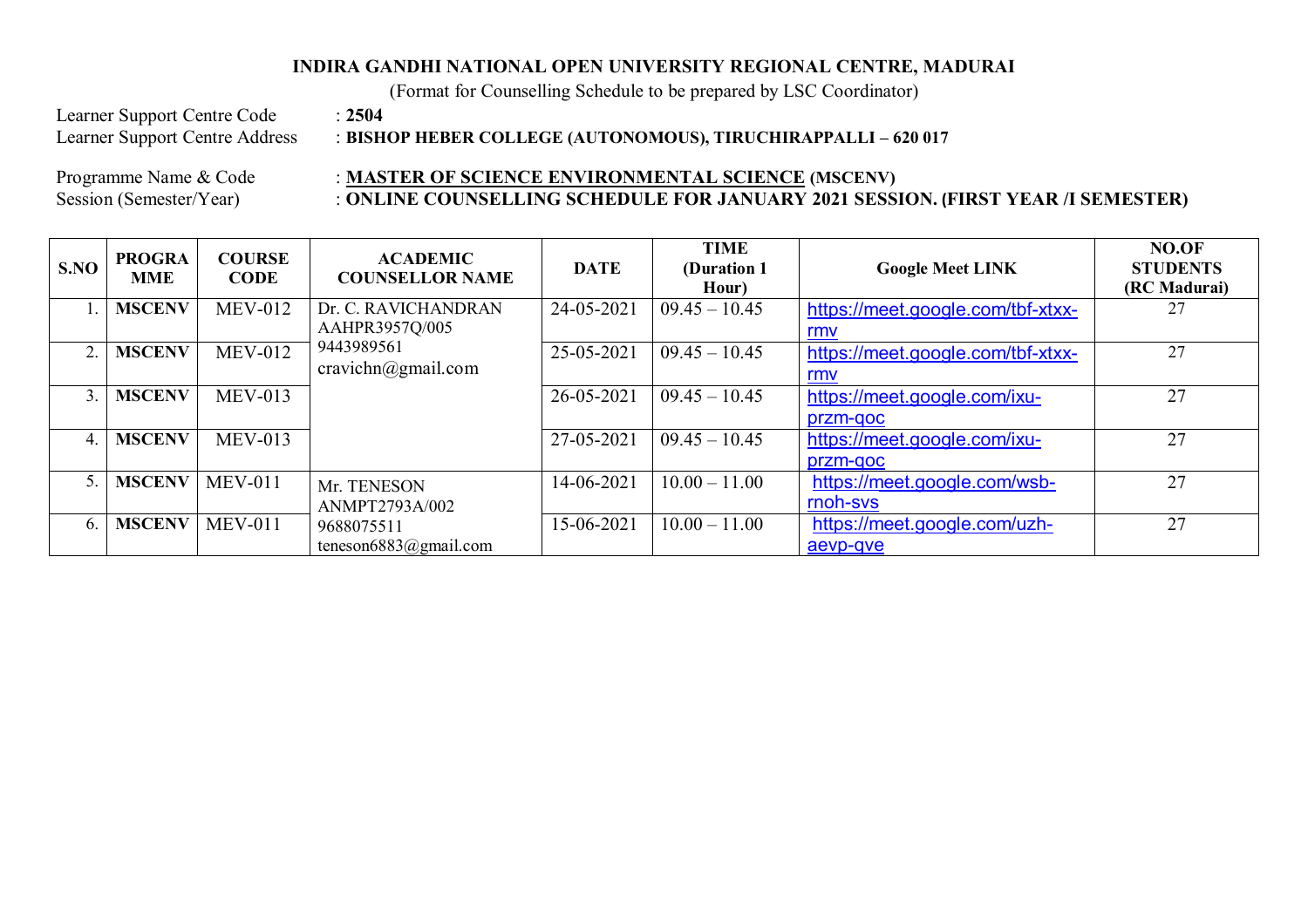**INDIRA GANDHI NATIONAL OPEN UNIVERSITY REGIONAL CENTRE, MADURAI**

(Format for Counselling Schedule to be prepared by LSC Coordinator)

Learner Support Centre Code : **2504**

Learner Support Centre Address : **BISHOP HEBER COLLEGE (AUTONOMOUS), TIRUCHIRAPPALLI – 620 017**

Programme Name & Code : **MASTER OF SCIENCE ENVIRONMENTAL SCIENCE (MSCENV)**

Session (Semester/Year) : **ONLINE COUNSELLING SCHEDULE FOR JANUARY 2021 SESSION. (FIRST YEAR /I SEMESTER)**

| S.NO | PROGRAMME | COURSE CODE | ACADEMIC COUNSELLOR NAME | DATE | TIME (Duration 1 Hour) | Google Meet LINK | NO.OF STUDENTS (RC Madurai) |
|---|---|---|---|---|---|---|---|
| 1. | **MSCENV** | MEV-012 | Dr. C. RAVICHANDRAN AAHPR3957Q/005 9443989561 cravichn@gmail.com | 24-05-2021 | 09.45 – 10.45 | https://meet.google.com/tbf-xtxx-rmv | 27 |
| 2. | **MSCENV** | MEV-012 | | 25-05-2021 | 09.45 – 10.45 | https://meet.google.com/tbf-xtxx-rmv | 27 |
| 3. | **MSCENV** | MEV-013 | | 26-05-2021 | 09.45 – 10.45 | https://meet.google.com/ixu-przm-qoc | 27 |
| 4. | **MSCENV** | MEV-013 | | 27-05-2021 | 09.45 – 10.45 | https://meet.google.com/ixu-przm-qoc | 27 |
| 5. | **MSCENV** | MEV-011 | Mr. TENESON ANMPT2793A/002 9688075511 teneson6883@gmail.com | 14-06-2021 | 10.00 – 11.00 | https://meet.google.com/wsb-rnoh-svs | 27 |
| 6. | **MSCENV** | MEV-011 | | 15-06-2021 | 10.00 – 11.00 | https://meet.google.com/uzh-aevp-qve | 27 |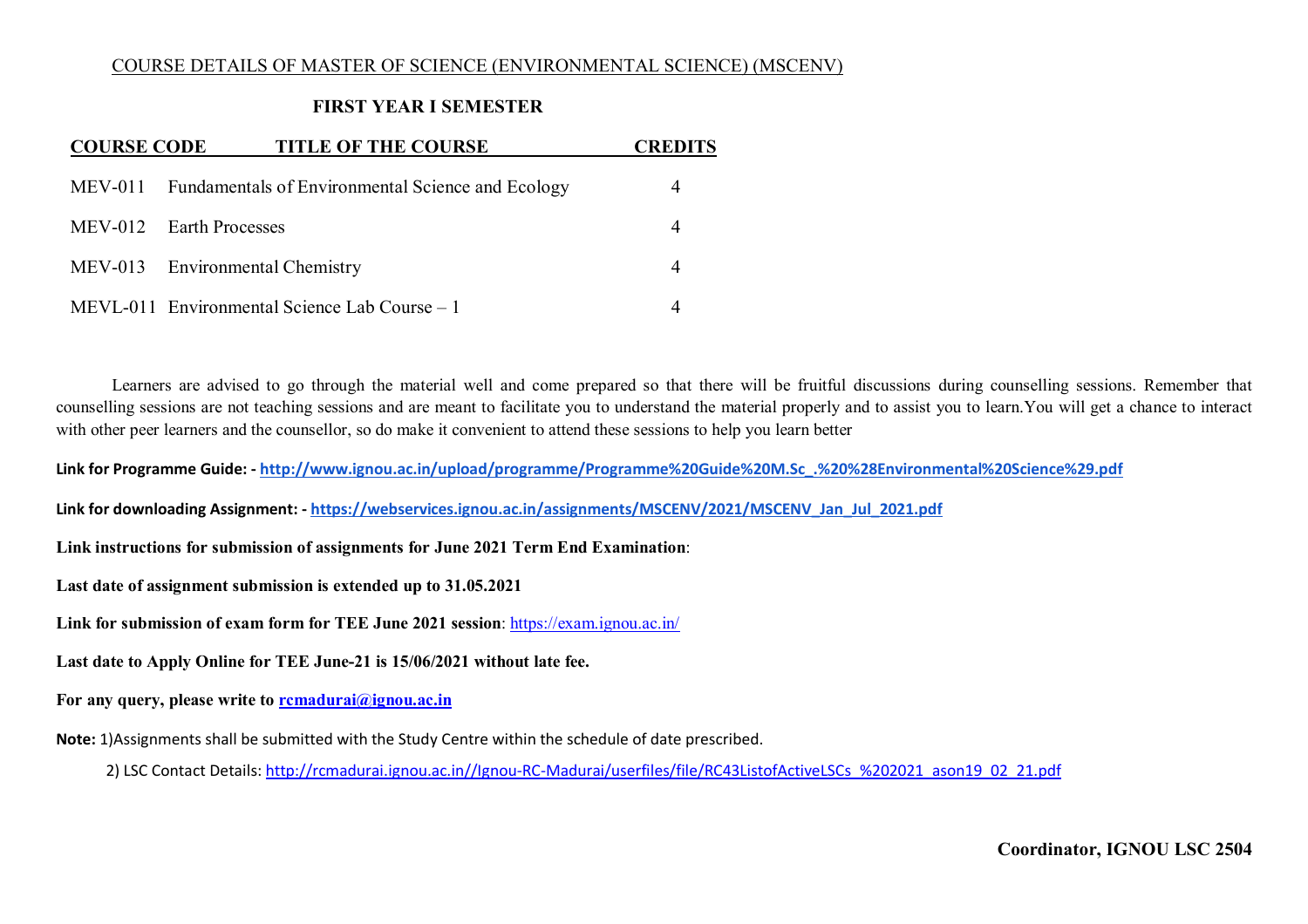COURSE DETAILS OF MASTER OF SCIENCE (ENVIRONMENTAL SCIENCE) (MSCENV)

## FIRST YEAR I SEMESTER

| COURSE CODE | TITLE OF THE COURSE | CREDITS |
|---|---|---|
| MEV-011 | Fundamentals of Environmental Science and Ecology | 4 |
| MEV-012 | Earth Processes | 4 |
| MEV-013 | Environmental Chemistry | 4 |
| MEVL-011 | Environmental Science Lab Course – 1 | 4 |

Learners are advised to go through the material well and come prepared so that there will be fruitful discussions during counselling sessions. Remember that counselling sessions are not teaching sessions and are meant to facilitate you to understand the material properly and to assist you to learn.You will get a chance to interact with other peer learners and the counsellor, so do make it convenient to attend these sessions to help you learn better

**Link for Programme Guide: -** **http://www.ignou.ac.in/upload/programme/Programme%20Guide%20M.Sc_.%20%28Environmental%20Science%29.pdf**

**Link for downloading Assignment: -** **https://webservices.ignou.ac.in/assignments/MSCENV/2021/MSCENV_Jan_Jul_2021.pdf**

**Link instructions for submission of assignments for June 2021 Term End Examination**:

**Last date of assignment submission is extended up to 31.05.2021**

**Link for submission of exam form for TEE June 2021 session**: https://exam.ignou.ac.in/

**Last date to Apply Online for TEE June-21 is 15/06/2021 without late fee.**

**For any query, please write to rcmadurai@ignou.ac.in**

**Note:** 1)Assignments shall be submitted with the Study Centre within the schedule of date prescribed.

2) LSC Contact Details: http://rcmadurai.ignou.ac.in//Ignou-RC-Madurai/userfiles/file/RC43ListofActiveLSCs_%202021_ason19_02_21.pdf

**Coordinator, IGNOU LSC 2504**